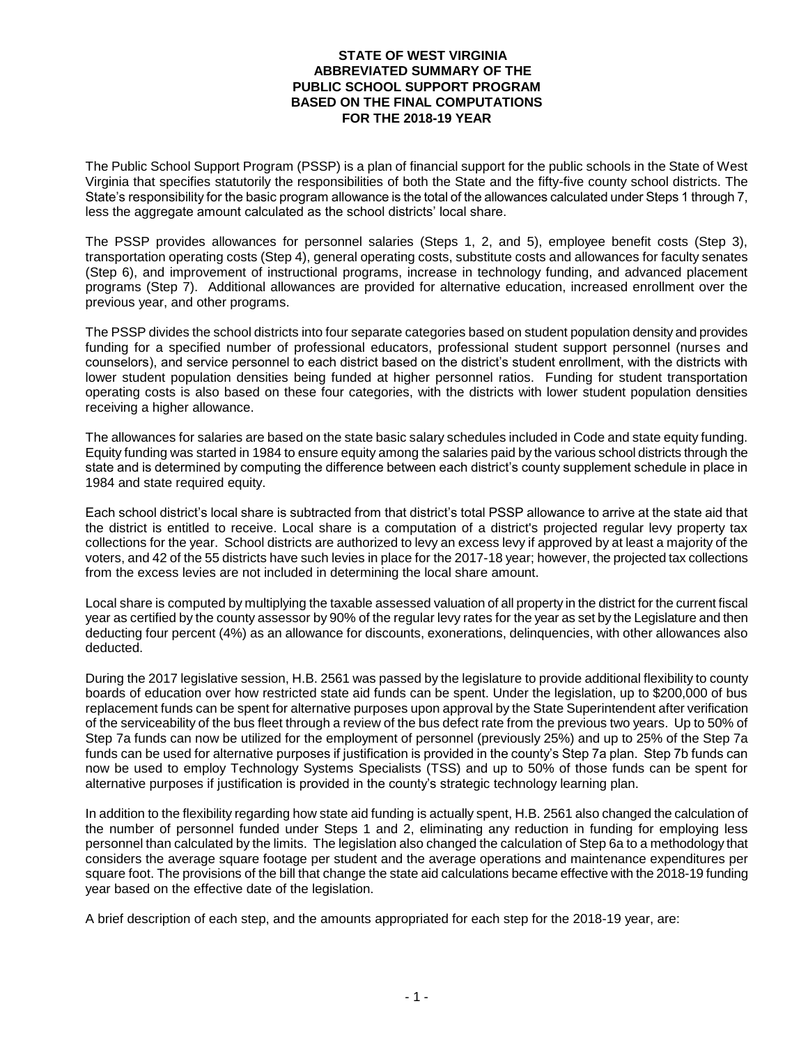# STATE OF WEST VIRGINIA
# ABBREVIATED SUMMARY OF THE PUBLIC SCHOOL SUPPORT PROGRAM BASED ON THE FINAL COMPUTATIONS FOR THE 2018-19 YEAR

The Public School Support Program (PSSP) is a plan of financial support for the public schools in the State of West Virginia that specifies statutorily the responsibilities of both the State and the fifty-five county school districts. The State's responsibility for the basic program allowance is the total of the allowances calculated under Steps 1 through 7, less the aggregate amount calculated as the school districts' local share.

The PSSP provides allowances for personnel salaries (Steps 1, 2, and 5), employee benefit costs (Step 3), transportation operating costs (Step 4), general operating costs, substitute costs and allowances for faculty senates (Step 6), and improvement of instructional programs, increase in technology funding, and advanced placement programs (Step 7). Additional allowances are provided for alternative education, increased enrollment over the previous year, and other programs.

The PSSP divides the school districts into four separate categories based on student population density and provides funding for a specified number of professional educators, professional student support personnel (nurses and counselors), and service personnel to each district based on the district's student enrollment, with the districts with lower student population densities being funded at higher personnel ratios. Funding for student transportation operating costs is also based on these four categories, with the districts with lower student population densities receiving a higher allowance.

The allowances for salaries are based on the state basic salary schedules included in Code and state equity funding. Equity funding was started in 1984 to ensure equity among the salaries paid by the various school districts through the state and is determined by computing the difference between each district's county supplement schedule in place in 1984 and state required equity.

Each school district's local share is subtracted from that district's total PSSP allowance to arrive at the state aid that the district is entitled to receive. Local share is a computation of a district's projected regular levy property tax collections for the year. School districts are authorized to levy an excess levy if approved by at least a majority of the voters, and 42 of the 55 districts have such levies in place for the 2017-18 year; however, the projected tax collections from the excess levies are not included in determining the local share amount.

Local share is computed by multiplying the taxable assessed valuation of all property in the district for the current fiscal year as certified by the county assessor by 90% of the regular levy rates for the year as set by the Legislature and then deducting four percent (4%) as an allowance for discounts, exonerations, delinquencies, with other allowances also deducted.

During the 2017 legislative session, H.B. 2561 was passed by the legislature to provide additional flexibility to county boards of education over how restricted state aid funds can be spent. Under the legislation, up to \$200,000 of bus replacement funds can be spent for alternative purposes upon approval by the State Superintendent after verification of the serviceability of the bus fleet through a review of the bus defect rate from the previous two years. Up to 50% of Step 7a funds can now be utilized for the employment of personnel (previously 25%) and up to 25% of the Step 7a funds can be used for alternative purposes if justification is provided in the county's Step 7a plan. Step 7b funds can now be used to employ Technology Systems Specialists (TSS) and up to 50% of those funds can be spent for alternative purposes if justification is provided in the county's strategic technology learning plan.

In addition to the flexibility regarding how state aid funding is actually spent, H.B. 2561 also changed the calculation of the number of personnel funded under Steps 1 and 2, eliminating any reduction in funding for employing less personnel than calculated by the limits. The legislation also changed the calculation of Step 6a to a methodology that considers the average square footage per student and the average operations and maintenance expenditures per square foot. The provisions of the bill that change the state aid calculations became effective with the 2018-19 funding year based on the effective date of the legislation.

A brief description of each step, and the amounts appropriated for each step for the 2018-19 year, are: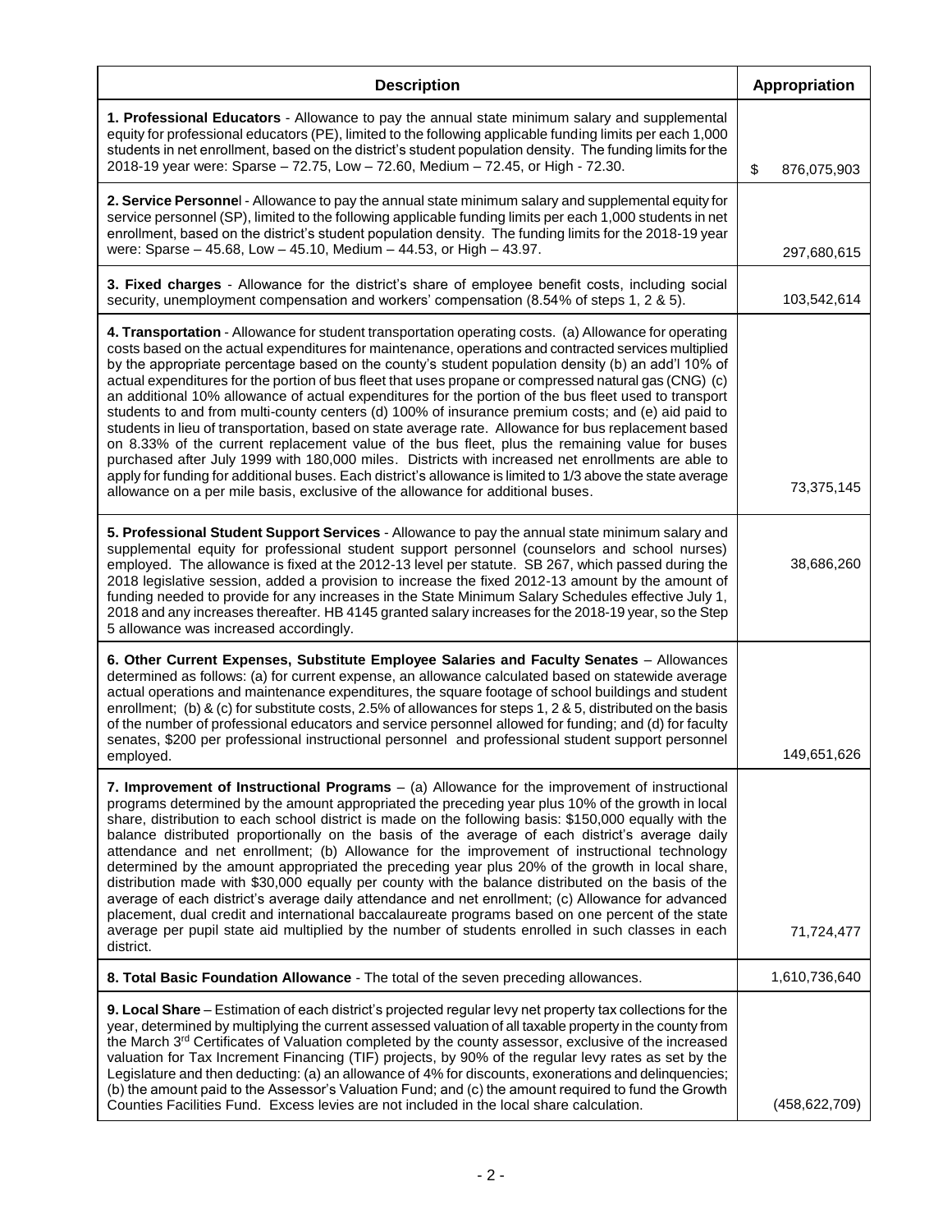| Description | Appropriation |
| --- | --- |
| **1. Professional Educators** - Allowance to pay the annual state minimum salary and supplemental equity for professional educators (PE), limited to the following applicable funding limits per each 1,000 students in net enrollment, based on the district's student population density. The funding limits for the 2018-19 year were: Sparse – 72.75, Low – 72.60, Medium – 72.45, or High - 72.30. | $ 876,075,903 |
| **2. Service Personnel** - Allowance to pay the annual state minimum salary and supplemental equity for service personnel (SP), limited to the following applicable funding limits per each 1,000 students in net enrollment, based on the district's student population density. The funding limits for the 2018-19 year were: Sparse – 45.68, Low – 45.10, Medium – 44.53, or High – 43.97. | 297,680,615 |
| **3. Fixed charges** - Allowance for the district's share of employee benefit costs, including social security, unemployment compensation and workers' compensation (8.54% of steps 1, 2 & 5). | 103,542,614 |
| **4. Transportation** - Allowance for student transportation operating costs. (a) Allowance for operating costs based on the actual expenditures for maintenance, operations and contracted services multiplied by the appropriate percentage based on the county's student population density (b) an add'l 10% of actual expenditures for the portion of bus fleet that uses propane or compressed natural gas (CNG) (c) an additional 10% allowance of actual expenditures for the portion of the bus fleet used to transport students to and from multi-county centers (d) 100% of insurance premium costs; and (e) aid paid to students in lieu of transportation, based on state average rate. Allowance for bus replacement based on 8.33% of the current replacement value of the bus fleet, plus the remaining value for buses purchased after July 1999 with 180,000 miles. Districts with increased net enrollments are able to apply for funding for additional buses. Each district's allowance is limited to 1/3 above the state average allowance on a per mile basis, exclusive of the allowance for additional buses. | 73,375,145 |
| **5. Professional Student Support Services** - Allowance to pay the annual state minimum salary and supplemental equity for professional student support personnel (counselors and school nurses) employed. The allowance is fixed at the 2012-13 level per statute. SB 267, which passed during the 2018 legislative session, added a provision to increase the fixed 2012-13 amount by the amount of funding needed to provide for any increases in the State Minimum Salary Schedules effective July 1, 2018 and any increases thereafter. HB 4145 granted salary increases for the 2018-19 year, so the Step 5 allowance was increased accordingly. | 38,686,260 |
| **6. Other Current Expenses, Substitute Employee Salaries and Faculty Senates** – Allowances determined as follows: (a) for current expense, an allowance calculated based on statewide average actual operations and maintenance expenditures, the square footage of school buildings and student enrollment; (b) & (c) for substitute costs, 2.5% of allowances for steps 1, 2 & 5, distributed on the basis of the number of professional educators and service personnel allowed for funding; and (d) for faculty senates, $200 per professional instructional personnel and professional student support personnel employed. | 149,651,626 |
| **7. Improvement of Instructional Programs** – (a) Allowance for the improvement of instructional programs determined by the amount appropriated the preceding year plus 10% of the growth in local share, distribution to each school district is made on the following basis: $150,000 equally with the balance distributed proportionally on the basis of the average of each district's average daily attendance and net enrollment; (b) Allowance for the improvement of instructional technology determined by the amount appropriated the preceding year plus 20% of the growth in local share, distribution made with $30,000 equally per county with the balance distributed on the basis of the average of each district's average daily attendance and net enrollment; (c) Allowance for advanced placement, dual credit and international baccalaureate programs based on one percent of the state average per pupil state aid multiplied by the number of students enrolled in such classes in each district. | 71,724,477 |
| **8. Total Basic Foundation Allowance** - The total of the seven preceding allowances. | 1,610,736,640 |
| **9. Local Share** – Estimation of each district's projected regular levy net property tax collections for the year, determined by multiplying the current assessed valuation of all taxable property in the county from the March 3rd Certificates of Valuation completed by the county assessor, exclusive of the increased valuation for Tax Increment Financing (TIF) projects, by 90% of the regular levy rates as set by the Legislature and then deducting: (a) an allowance of 4% for discounts, exonerations and delinquencies; (b) the amount paid to the Assessor's Valuation Fund; and (c) the amount required to fund the Growth Counties Facilities Fund. Excess levies are not included in the local share calculation. | (458,622,709) |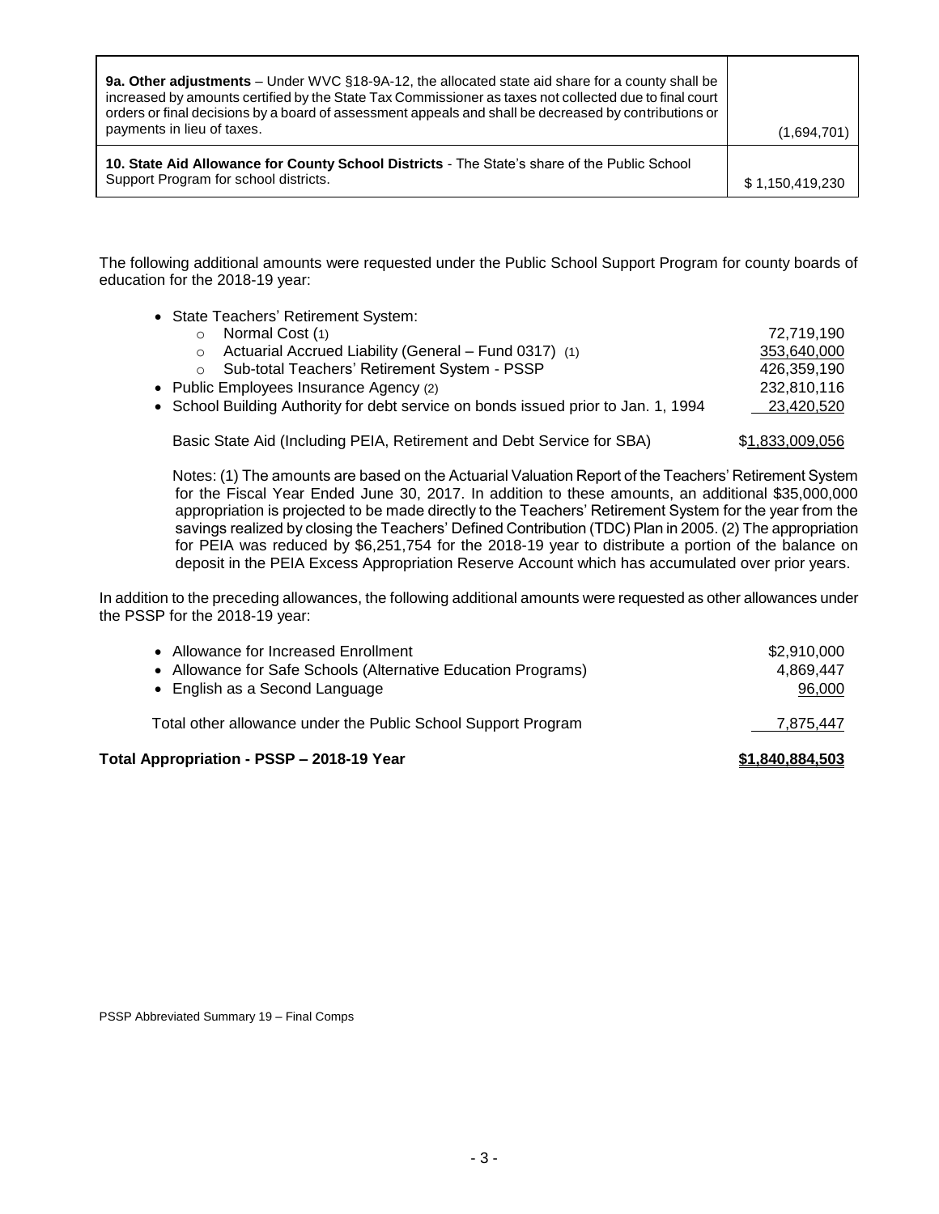| | |
|---|---|
| **9a. Other adjustments** – Under WVC §18-9A-12, the allocated state aid share for a county shall be increased by amounts certified by the State Tax Commissioner as taxes not collected due to final court orders or final decisions by a board of assessment appeals and shall be decreased by contributions or payments in lieu of taxes. | (1,694,701) |
| **10. State Aid Allowance for County School Districts** - The State's share of the Public School Support Program for school districts. | $ 1,150,419,230 |

The following additional amounts were requested under the Public School Support Program for county boards of education for the 2018-19 year:

| | |
|---|---|
| • State Teachers' Retirement System: | |
| ○ Normal Cost (1) | 72,719,190 |
| ○ Actuarial Accrued Liability (General – Fund 0317) (1) | 353,640,000 |
| ○ Sub-total Teachers' Retirement System - PSSP | 426,359,190 |
| • Public Employees Insurance Agency (2) | 232,810,116 |
| • School Building Authority for debt service on bonds issued prior to Jan. 1, 1994 | 23,420,520 |
| Basic State Aid (Including PEIA, Retirement and Debt Service for SBA) | $1,833,009,056 |

Notes: (1) The amounts are based on the Actuarial Valuation Report of the Teachers' Retirement System for the Fiscal Year Ended June 30, 2017. In addition to these amounts, an additional $35,000,000 appropriation is projected to be made directly to the Teachers' Retirement System for the year from the savings realized by closing the Teachers' Defined Contribution (TDC) Plan in 2005. (2) The appropriation for PEIA was reduced by $6,251,754 for the 2018-19 year to distribute a portion of the balance on deposit in the PEIA Excess Appropriation Reserve Account which has accumulated over prior years.

In addition to the preceding allowances, the following additional amounts were requested as other allowances under the PSSP for the 2018-19 year:

| | |
|---|---|
| • Allowance for Increased Enrollment | $2,910,000 |
| • Allowance for Safe Schools (Alternative Education Programs) | 4,869,447 |
| • English as a Second Language | 96,000 |
| Total other allowance under the Public School Support Program | 7,875,447 |
| **Total Appropriation - PSSP – 2018-19 Year** | **$1,840,884,503** |

PSSP Abbreviated Summary 19 – Final Comps